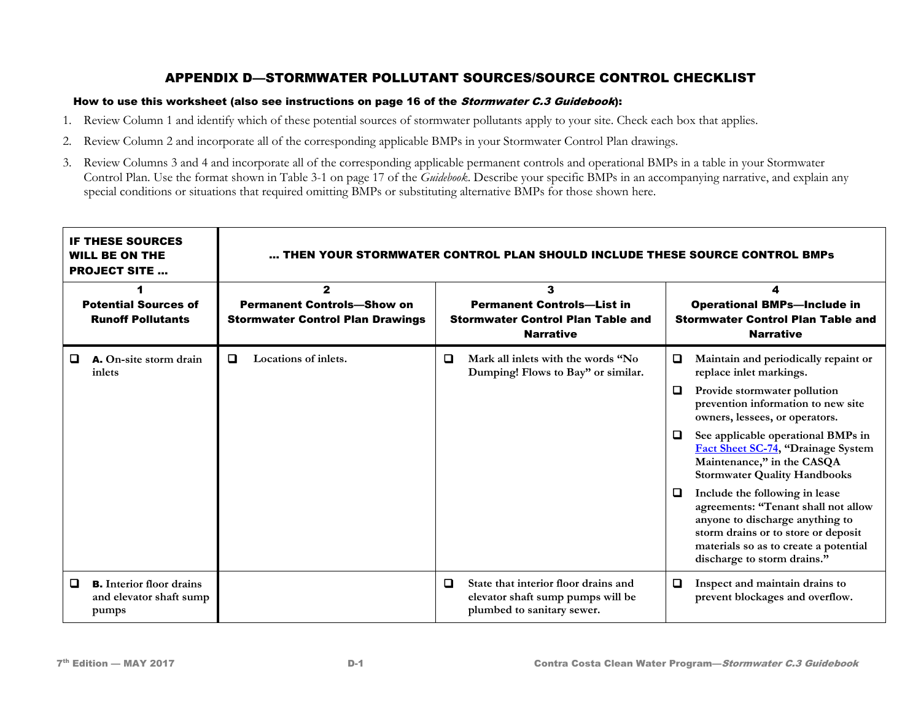# APPENDIX D—STORMWATER POLLUTANT SOURCES/SOURCE CONTROL CHECKLIST

**How to use this worksheet (also see instructions on page 16 of the *Stormwater C.3 Guidebook*):**

1. Review Column 1 and identify which of these potential sources of stormwater pollutants apply to your site. Check each box that applies.
2. Review Column 2 and incorporate all of the corresponding applicable BMPs in your Stormwater Control Plan drawings.
3. Review Columns 3 and 4 and incorporate all of the corresponding applicable permanent controls and operational BMPs in a table in your Stormwater Control Plan. Use the format shown in Table 3-1 on page 17 of the *Guidebook*. Describe your specific BMPs in an accompanying narrative, and explain any special conditions or situations that required omitting BMPs or substituting alternative BMPs for those shown here.

| IF THESE SOURCES WILL BE ON THE PROJECT SITE … | … THEN YOUR STORMWATER CONTROL PLAN SHOULD INCLUDE THESE SOURCE CONTROL BMPs | | |
|---|---|---|---|
| **1**<br>**Potential Sources of Runoff Pollutants** | **2**<br>**Permanent Controls—Show on Stormwater Control Plan Drawings** | **3**<br>**Permanent Controls—List in Stormwater Control Plan Table and Narrative** | **4**<br>**Operational BMPs—Include in Stormwater Control Plan Table and Narrative** |
| ❑ **A. On-site storm drain inlets** | ❑ **Locations of inlets.** | ❑ **Mark all inlets with the words "No Dumping! Flows to Bay" or similar.** | ❑ **Maintain and periodically repaint or replace inlet markings.**<br>❑ **Provide stormwater pollution prevention information to new site owners, lessees, or operators.**<br>❑ **See applicable operational BMPs in Fact Sheet SC-74, "Drainage System Maintenance," in the CASQA Stormwater Quality Handbooks**<br>❑ **Include the following in lease agreements: "Tenant shall not allow anyone to discharge anything to storm drains or to store or deposit materials so as to create a potential discharge to storm drains."** |
| ❑ **B. Interior floor drains and elevator shaft sump pumps** | | ❑ **State that interior floor drains and elevator shaft sump pumps will be plumbed to sanitary sewer.** | ❑ **Inspect and maintain drains to prevent blockages and overflow.** |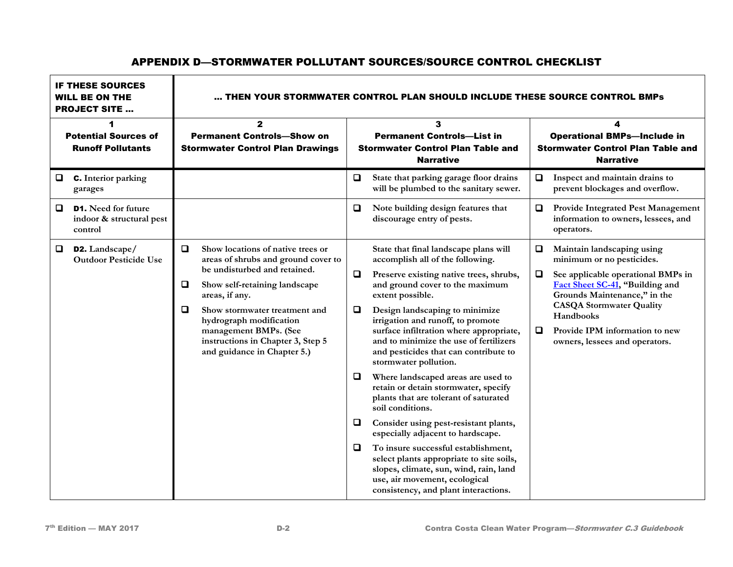## APPENDIX D—STORMWATER POLLUTANT SOURCES/SOURCE CONTROL CHECKLIST

| IF THESE SOURCES WILL BE ON THE PROJECT SITE … | … THEN YOUR STORMWATER CONTROL PLAN SHOULD INCLUDE THESE SOURCE CONTROL BMPs | | |
|---|---|---|---|
| **1**<br>**Potential Sources of Runoff Pollutants** | **2**<br>**Permanent Controls—Show on Stormwater Control Plan Drawings** | **3**<br>**Permanent Controls—List in Stormwater Control Plan Table and Narrative** | **4**<br>**Operational BMPs—Include in Stormwater Control Plan Table and Narrative** |
| ❑ **C.** Interior parking garages | | ❑ State that parking garage floor drains will be plumbed to the sanitary sewer. | ❑ Inspect and maintain drains to prevent blockages and overflow. |
| ❑ **D1.** Need for future indoor & structural pest control | | ❑ Note building design features that discourage entry of pests. | ❑ Provide Integrated Pest Management information to owners, lessees, and operators. |
| ❑ **D2.** Landscape/ Outdoor Pesticide Use | ❑ Show locations of native trees or areas of shrubs and ground cover to be undisturbed and retained.<br>❑ Show self-retaining landscape areas, if any.<br>❑ Show stormwater treatment and hydrograph modification management BMPs. (See instructions in Chapter 3, Step 5 and guidance in Chapter 5.) | State that final landscape plans will accomplish all of the following.<br>❑ Preserve existing native trees, shrubs, and ground cover to the maximum extent possible.<br>❑ Design landscaping to minimize irrigation and runoff, to promote surface infiltration where appropriate, and to minimize the use of fertilizers and pesticides that can contribute to stormwater pollution.<br>❑ Where landscaped areas are used to retain or detain stormwater, specify plants that are tolerant of saturated soil conditions.<br>❑ Consider using pest-resistant plants, especially adjacent to hardscape.<br>❑ To insure successful establishment, select plants appropriate to site soils, slopes, climate, sun, wind, rain, land use, air movement, ecological consistency, and plant interactions. | ❑ Maintain landscaping using minimum or no pesticides.<br>❑ See applicable operational BMPs in Fact Sheet SC-41, "Building and Grounds Maintenance," in the CASQA Stormwater Quality Handbooks<br>❑ Provide IPM information to new owners, lessees and operators. |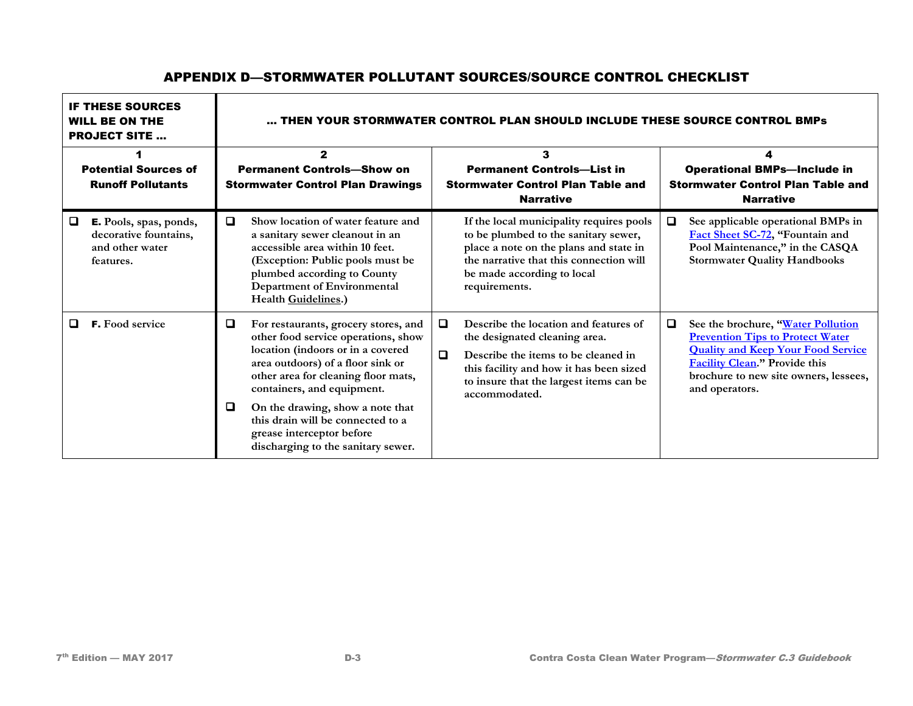## APPENDIX D—STORMWATER POLLUTANT SOURCES/SOURCE CONTROL CHECKLIST

| IF THESE SOURCES WILL BE ON THE PROJECT SITE … | … THEN YOUR STORMWATER CONTROL PLAN SHOULD INCLUDE THESE SOURCE CONTROL BMPs | | |
|---|---|---|---|
| **1 Potential Sources of Runoff Pollutants** | **2 Permanent Controls—Show on Stormwater Control Plan Drawings** | **3 Permanent Controls—List in Stormwater Control Plan Table and Narrative** | **4 Operational BMPs—Include in Stormwater Control Plan Table and Narrative** |
| ❑ **E.** Pools, spas, ponds, decorative fountains, and other water features. | ❑ Show location of water feature and a sanitary sewer cleanout in an accessible area within 10 feet. (Exception: Public pools must be plumbed according to County Department of Environmental Health Guidelines.) | If the local municipality requires pools to be plumbed to the sanitary sewer, place a note on the plans and state in the narrative that this connection will be made according to local requirements. | ❑ See applicable operational BMPs in Fact Sheet SC-72, "Fountain and Pool Maintenance," in the CASQA Stormwater Quality Handbooks |
| ❑ **F.** Food service | ❑ For restaurants, grocery stores, and other food service operations, show location (indoors or in a covered area outdoors) of a floor sink or other area for cleaning floor mats, containers, and equipment.<br>❑ On the drawing, show a note that this drain will be connected to a grease interceptor before discharging to the sanitary sewer. | ❑ Describe the location and features of the designated cleaning area.<br>❑ Describe the items to be cleaned in this facility and how it has been sized to insure that the largest items can be accommodated. | ❑ See the brochure, "Water Pollution Prevention Tips to Protect Water Quality and Keep Your Food Service Facility Clean." Provide this brochure to new site owners, lessees, and operators. |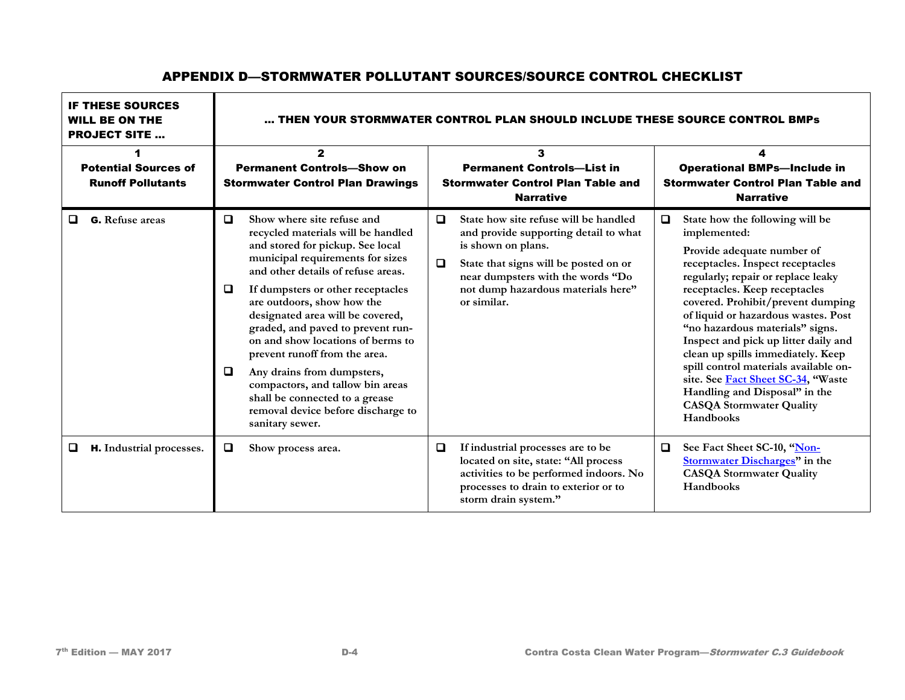## APPENDIX D—STORMWATER POLLUTANT SOURCES/SOURCE CONTROL CHECKLIST

| IF THESE SOURCES WILL BE ON THE PROJECT SITE ... | ... THEN YOUR STORMWATER CONTROL PLAN SHOULD INCLUDE THESE SOURCE CONTROL BMPs | | |
|---|---|---|---|
| **1**<br>**Potential Sources of Runoff Pollutants** | **2**<br>**Permanent Controls—Show on Stormwater Control Plan Drawings** | **3**<br>**Permanent Controls—List in Stormwater Control Plan Table and Narrative** | **4**<br>**Operational BMPs—Include in Stormwater Control Plan Table and Narrative** |
| ❑ **G.** Refuse areas | ❑ Show where site refuse and recycled materials will be handled and stored for pickup. See local municipal requirements for sizes and other details of refuse areas.<br><br>❑ If dumpsters or other receptacles are outdoors, show how the designated area will be covered, graded, and paved to prevent run-on and show locations of berms to prevent runoff from the area.<br><br>❑ Any drains from dumpsters, compactors, and tallow bin areas shall be connected to a grease removal device before discharge to sanitary sewer. | ❑ State how site refuse will be handled and provide supporting detail to what is shown on plans.<br><br>❑ State that signs will be posted on or near dumpsters with the words "Do not dump hazardous materials here" or similar. | ❑ State how the following will be implemented:<br><br>Provide adequate number of receptacles. Inspect receptacles regularly; repair or replace leaky receptacles. Keep receptacles covered. Prohibit/prevent dumping of liquid or hazardous wastes. Post "no hazardous materials" signs. Inspect and pick up litter daily and clean up spills immediately. Keep spill control materials available on-site. See Fact Sheet SC-34, "Waste Handling and Disposal" in the CASQA Stormwater Quality Handbooks |
| ❑ **H.** Industrial processes. | ❑ Show process area. | ❑ If industrial processes are to be located on site, state: "All process activities to be performed indoors. No processes to drain to exterior or to storm drain system." | ❑ See Fact Sheet SC-10, "Non-Stormwater Discharges" in the CASQA Stormwater Quality Handbooks |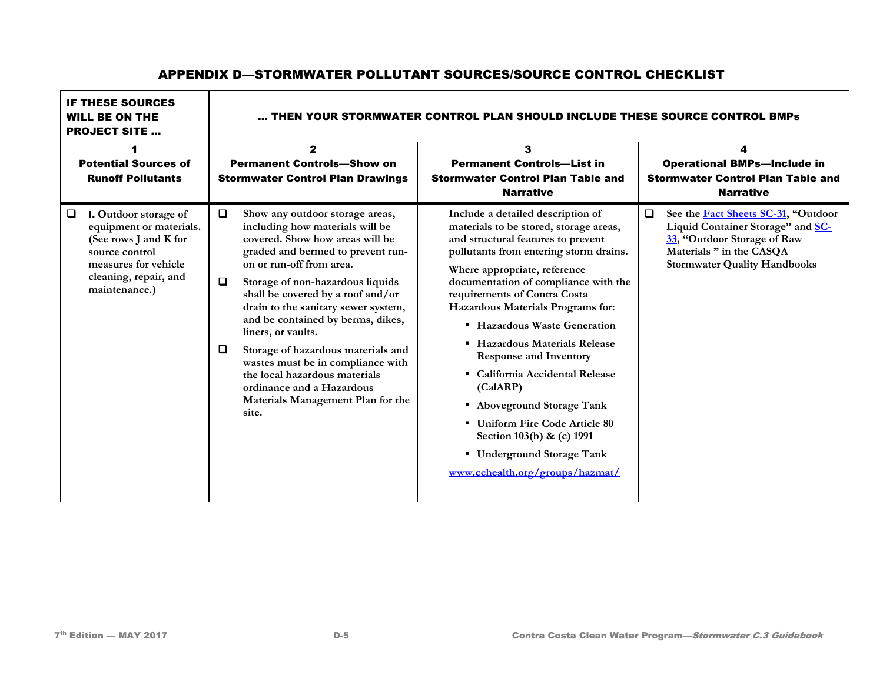## APPENDIX D—STORMWATER POLLUTANT SOURCES/SOURCE CONTROL CHECKLIST

| IF THESE SOURCES WILL BE ON THE PROJECT SITE … | … THEN YOUR STORMWATER CONTROL PLAN SHOULD INCLUDE THESE SOURCE CONTROL BMPs | | |
|---|---|---|---|
| **1** **Potential Sources of Runoff Pollutants** | **2** **Permanent Controls—Show on Stormwater Control Plan Drawings** | **3** **Permanent Controls—List in Stormwater Control Plan Table and Narrative** | **4** **Operational BMPs—Include in Stormwater Control Plan Table and Narrative** |
| ❑ **I.** Outdoor storage of equipment or materials. (See rows J and K for source control measures for vehicle cleaning, repair, and maintenance.) | ❑ Show any outdoor storage areas, including how materials will be covered. Show how areas will be graded and bermed to prevent run-on or run-off from area.<br>❑ Storage of non-hazardous liquids shall be covered by a roof and/or drain to the sanitary sewer system, and be contained by berms, dikes, liners, or vaults.<br>❑ Storage of hazardous materials and wastes must be in compliance with the local hazardous materials ordinance and a Hazardous Materials Management Plan for the site. | Include a detailed description of materials to be stored, storage areas, and structural features to prevent pollutants from entering storm drains.<br>Where appropriate, reference documentation of compliance with the requirements of Contra Costa Hazardous Materials Programs for:<br>▪ Hazardous Waste Generation<br>▪ Hazardous Materials Release Response and Inventory<br>▪ California Accidental Release (CalARP)<br>▪ Aboveground Storage Tank<br>▪ Uniform Fire Code Article 80 Section 103(b) & (c) 1991<br>▪ Underground Storage Tank<br>www.cchealth.org/groups/hazmat/ | ❑ See the Fact Sheets SC-31, "Outdoor Liquid Container Storage" and SC-33, "Outdoor Storage of Raw Materials " in the CASQA Stormwater Quality Handbooks |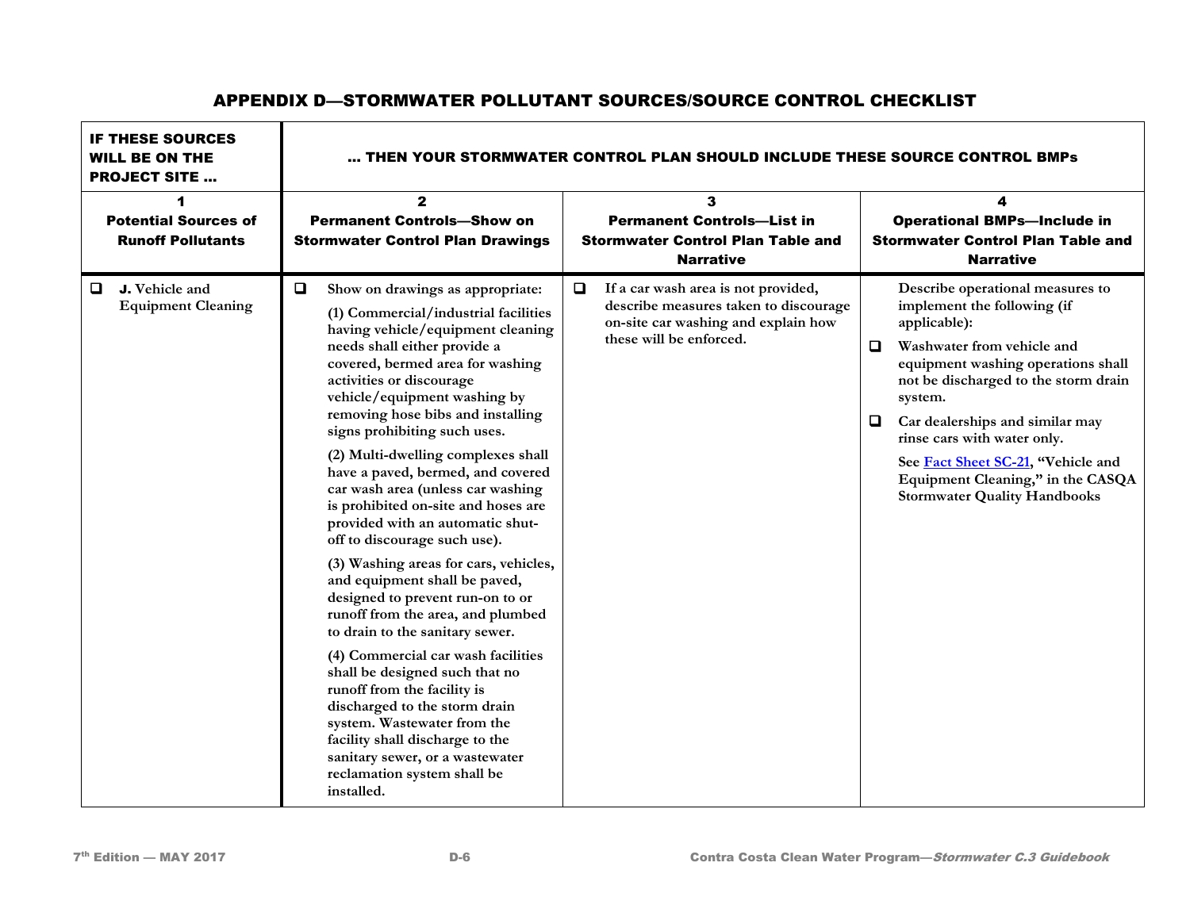## APPENDIX D—STORMWATER POLLUTANT SOURCES/SOURCE CONTROL CHECKLIST

| IF THESE SOURCES WILL BE ON THE PROJECT SITE … | … THEN YOUR STORMWATER CONTROL PLAN SHOULD INCLUDE THESE SOURCE CONTROL BMPs | | |
|---|---|---|---|
| **1** **Potential Sources of Runoff Pollutants** | **2** **Permanent Controls—Show on Stormwater Control Plan Drawings** | **3** **Permanent Controls—List in Stormwater Control Plan Table and Narrative** | **4** **Operational BMPs—Include in Stormwater Control Plan Table and Narrative** |
| ❑ **J.** Vehicle and Equipment Cleaning | ❑ Show on drawings as appropriate:<br><br>(1) Commercial/industrial facilities having vehicle/equipment cleaning needs shall either provide a covered, bermed area for washing activities or discourage vehicle/equipment washing by removing hose bibs and installing signs prohibiting such uses.<br><br>(2) Multi-dwelling complexes shall have a paved, bermed, and covered car wash area (unless car washing is prohibited on-site and hoses are provided with an automatic shut-off to discourage such use).<br><br>(3) Washing areas for cars, vehicles, and equipment shall be paved, designed to prevent run-on to or runoff from the area, and plumbed to drain to the sanitary sewer.<br><br>(4) Commercial car wash facilities shall be designed such that no runoff from the facility is discharged to the storm drain system. Wastewater from the facility shall discharge to the sanitary sewer, or a wastewater reclamation system shall be installed. | ❑ If a car wash area is not provided, describe measures taken to discourage on-site car washing and explain how these will be enforced. | Describe operational measures to implement the following (if applicable):<br><br>❑ Washwater from vehicle and equipment washing operations shall not be discharged to the storm drain system.<br><br>❑ Car dealerships and similar may rinse cars with water only.<br><br>See Fact Sheet SC-21, "Vehicle and Equipment Cleaning," in the CASQA Stormwater Quality Handbooks |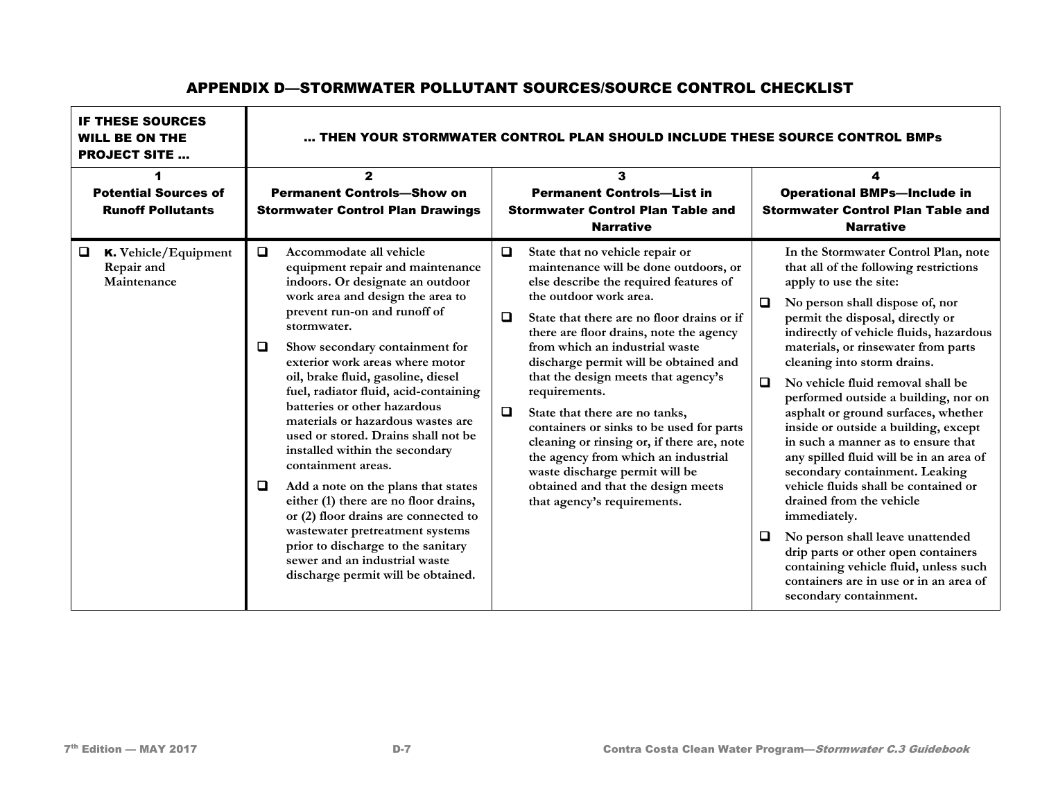# APPENDIX D—STORMWATER POLLUTANT SOURCES/SOURCE CONTROL CHECKLIST

| IF THESE SOURCES WILL BE ON THE PROJECT SITE … | … THEN YOUR STORMWATER CONTROL PLAN SHOULD INCLUDE THESE SOURCE CONTROL BMPs | | |
|---|---|---|---|
| **1** Potential Sources of Runoff Pollutants | **2** Permanent Controls—Show on Stormwater Control Plan Drawings | **3** Permanent Controls—List in Stormwater Control Plan Table and Narrative | **4** Operational BMPs—Include in Stormwater Control Plan Table and Narrative |
| ❑ **K.** Vehicle/Equipment Repair and Maintenance | ❑ Accommodate all vehicle equipment repair and maintenance indoors. Or designate an outdoor work area and design the area to prevent run-on and runoff of stormwater.<br><br>❑ Show secondary containment for exterior work areas where motor oil, brake fluid, gasoline, diesel fuel, radiator fluid, acid-containing batteries or other hazardous materials or hazardous wastes are used or stored. Drains shall not be installed within the secondary containment areas.<br><br>❑ Add a note on the plans that states either (1) there are no floor drains, or (2) floor drains are connected to wastewater pretreatment systems prior to discharge to the sanitary sewer and an industrial waste discharge permit will be obtained. | ❑ State that no vehicle repair or maintenance will be done outdoors, or else describe the required features of the outdoor work area.<br><br>❑ State that there are no floor drains or if there are floor drains, note the agency from which an industrial waste discharge permit will be obtained and that the design meets that agency's requirements.<br><br>❑ State that there are no tanks, containers or sinks to be used for parts cleaning or rinsing or, if there are, note the agency from which an industrial waste discharge permit will be obtained and that the design meets that agency's requirements. | In the Stormwater Control Plan, note that all of the following restrictions apply to use the site:<br><br>❑ No person shall dispose of, nor permit the disposal, directly or indirectly of vehicle fluids, hazardous materials, or rinsewater from parts cleaning into storm drains.<br><br>❑ No vehicle fluid removal shall be performed outside a building, nor on asphalt or ground surfaces, whether inside or outside a building, except in such a manner as to ensure that any spilled fluid will be in an area of secondary containment. Leaking vehicle fluids shall be contained or drained from the vehicle immediately.<br><br>❑ No person shall leave unattended drip parts or other open containers containing vehicle fluid, unless such containers are in use or in an area of secondary containment. |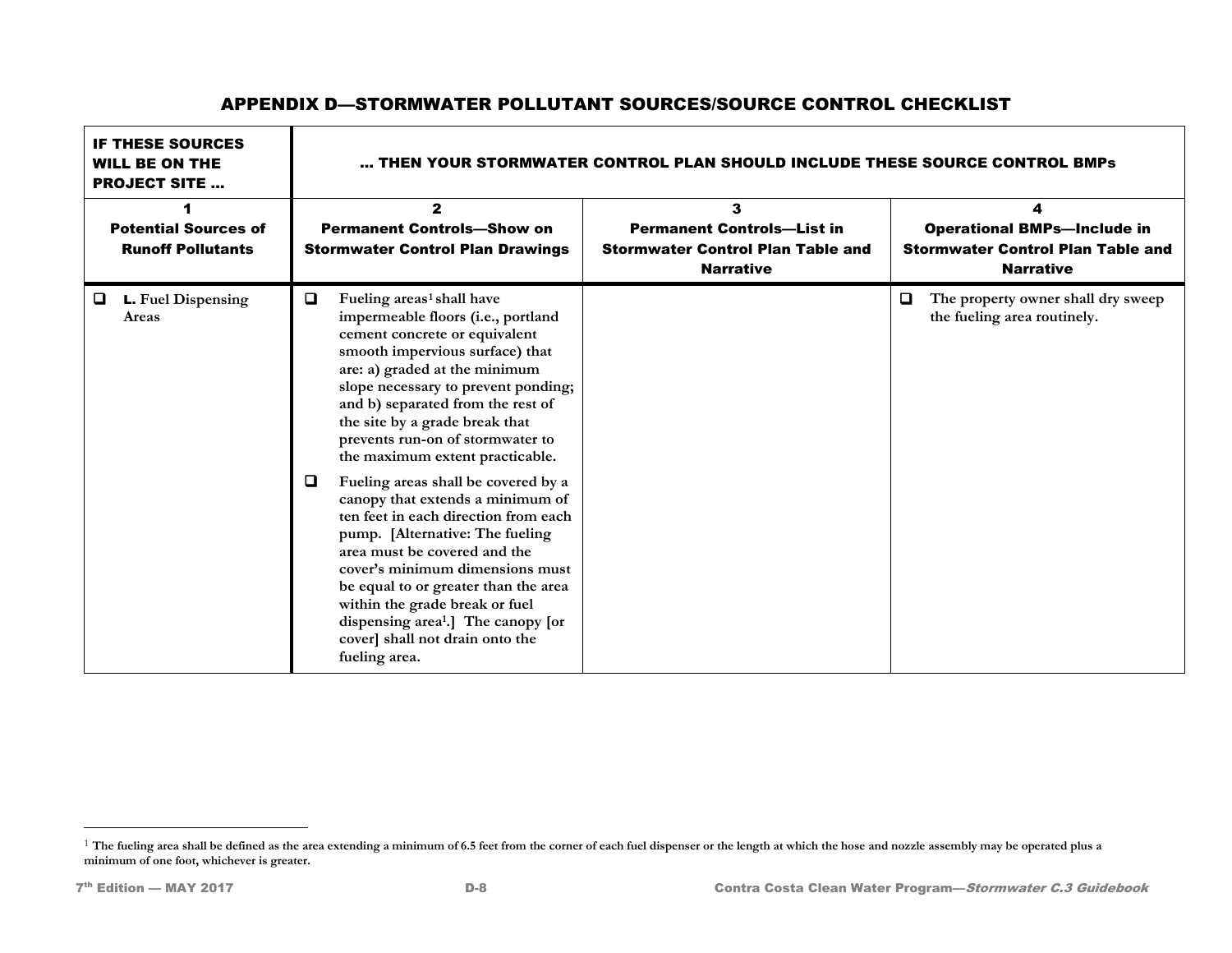## APPENDIX D—STORMWATER POLLUTANT SOURCES/SOURCE CONTROL CHECKLIST

| IF THESE SOURCES WILL BE ON THE PROJECT SITE … | … THEN YOUR STORMWATER CONTROL PLAN SHOULD INCLUDE THESE SOURCE CONTROL BMPs | | |
|---|---|---|---|
| **1** <br> **Potential Sources of Runoff Pollutants** | **2** <br> **Permanent Controls—Show on Stormwater Control Plan Drawings** | **3** <br> **Permanent Controls—List in Stormwater Control Plan Table and Narrative** | **4** <br> **Operational BMPs—Include in Stormwater Control Plan Table and Narrative** |
| ❑ **L.** Fuel Dispensing Areas | ❑ Fueling areas[1] shall have impermeable floors (i.e., portland cement concrete or equivalent smooth impervious surface) that are: a) graded at the minimum slope necessary to prevent ponding; and b) separated from the rest of the site by a grade break that prevents run-on of stormwater to the maximum extent practicable. <br><br> ❑ Fueling areas shall be covered by a canopy that extends a minimum of ten feet in each direction from each pump. [Alternative: The fueling area must be covered and the cover's minimum dimensions must be equal to or greater than the area within the grade break or fuel dispensing area[1].] The canopy [or cover] shall not drain onto the fueling area. | | ❑ The property owner shall dry sweep the fueling area routinely. |

[1] The fueling area shall be defined as the area extending a minimum of 6.5 feet from the corner of each fuel dispenser or the length at which the hose and nozzle assembly may be operated plus a minimum of one foot, whichever is greater.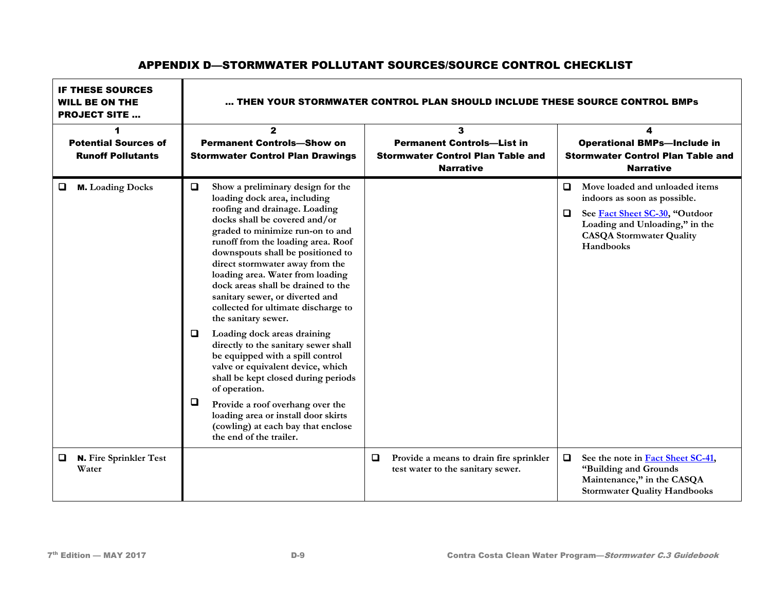## APPENDIX D—STORMWATER POLLUTANT SOURCES/SOURCE CONTROL CHECKLIST

| IF THESE SOURCES WILL BE ON THE PROJECT SITE … | … THEN YOUR STORMWATER CONTROL PLAN SHOULD INCLUDE THESE SOURCE CONTROL BMPs | | |
|---|---|---|---|
| **1**<br>**Potential Sources of Runoff Pollutants** | **2**<br>**Permanent Controls—Show on Stormwater Control Plan Drawings** | **3**<br>**Permanent Controls—List in Stormwater Control Plan Table and Narrative** | **4**<br>**Operational BMPs—Include in Stormwater Control Plan Table and Narrative** |
| ❑ **M.** Loading Docks | ❑ Show a preliminary design for the loading dock area, including roofing and drainage. Loading docks shall be covered and/or graded to minimize run-on to and runoff from the loading area. Roof downspouts shall be positioned to direct stormwater away from the loading area. Water from loading dock areas shall be drained to the sanitary sewer, or diverted and collected for ultimate discharge to the sanitary sewer.<br>❑ Loading dock areas draining directly to the sanitary sewer shall be equipped with a spill control valve or equivalent device, which shall be kept closed during periods of operation.<br>❑ Provide a roof overhang over the loading area or install door skirts (cowling) at each bay that enclose the end of the trailer. | | ❑ Move loaded and unloaded items indoors as soon as possible.<br>❑ See Fact Sheet SC-30, "Outdoor Loading and Unloading," in the CASQA Stormwater Quality Handbooks |
| ❑ **N.** Fire Sprinkler Test Water | | ❑ Provide a means to drain fire sprinkler test water to the sanitary sewer. | ❑ See the note in Fact Sheet SC-41, "Building and Grounds Maintenance," in the CASQA Stormwater Quality Handbooks |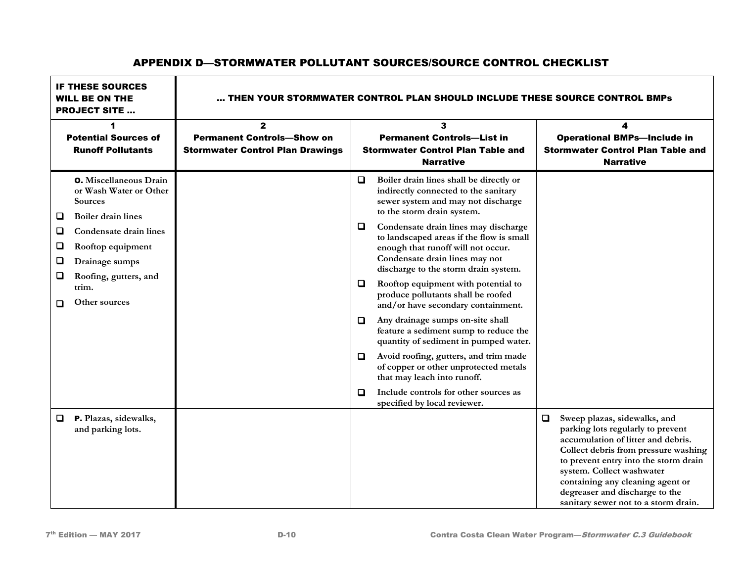## APPENDIX D—STORMWATER POLLUTANT SOURCES/SOURCE CONTROL CHECKLIST

| IF THESE SOURCES WILL BE ON THE PROJECT SITE … | … THEN YOUR STORMWATER CONTROL PLAN SHOULD INCLUDE THESE SOURCE CONTROL BMPs | | |
|---|---|---|---|
| **1**<br>**Potential Sources of Runoff Pollutants** | **2**<br>**Permanent Controls—Show on Stormwater Control Plan Drawings** | **3**<br>**Permanent Controls—List in Stormwater Control Plan Table and Narrative** | **4**<br>**Operational BMPs—Include in Stormwater Control Plan Table and Narrative** |
| **O.** Miscellaneous Drain or Wash Water or Other Sources<br>❑ Boiler drain lines<br>❑ Condensate drain lines<br>❑ Rooftop equipment<br>❑ Drainage sumps<br>❑ Roofing, gutters, and trim.<br>❑ Other sources | | ❑ Boiler drain lines shall be directly or indirectly connected to the sanitary sewer system and may not discharge to the storm drain system.<br>❑ Condensate drain lines may discharge to landscaped areas if the flow is small enough that runoff will not occur. Condensate drain lines may not discharge to the storm drain system.<br>❑ Rooftop equipment with potential to produce pollutants shall be roofed and/or have secondary containment.<br>❑ Any drainage sumps on-site shall feature a sediment sump to reduce the quantity of sediment in pumped water.<br>❑ Avoid roofing, gutters, and trim made of copper or other unprotected metals that may leach into runoff.<br>❑ Include controls for other sources as specified by local reviewer. | |
| ❑ **P.** Plazas, sidewalks, and parking lots. | | | ❑ Sweep plazas, sidewalks, and parking lots regularly to prevent accumulation of litter and debris. Collect debris from pressure washing to prevent entry into the storm drain system. Collect washwater containing any cleaning agent or degreaser and discharge to the sanitary sewer not to a storm drain. |